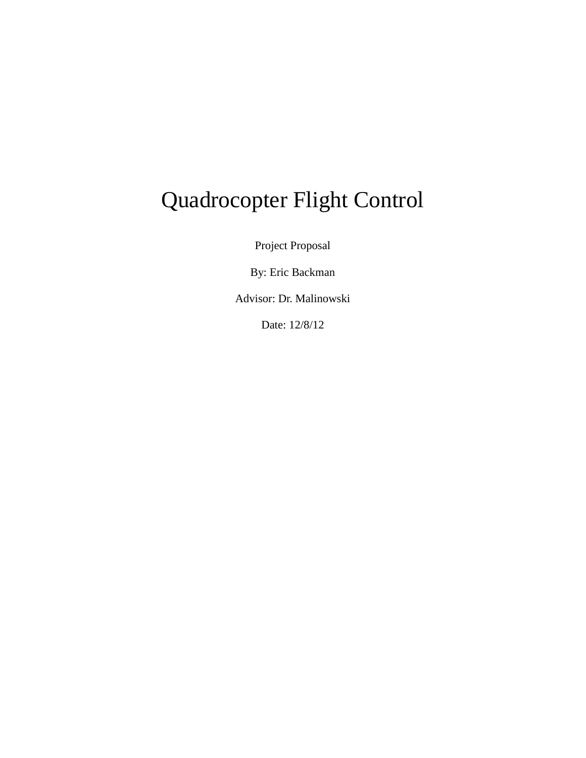# Quadrocopter Flight Control

Project Proposal

By: Eric Backman

Advisor: Dr. Malinowski

Date: 12/8/12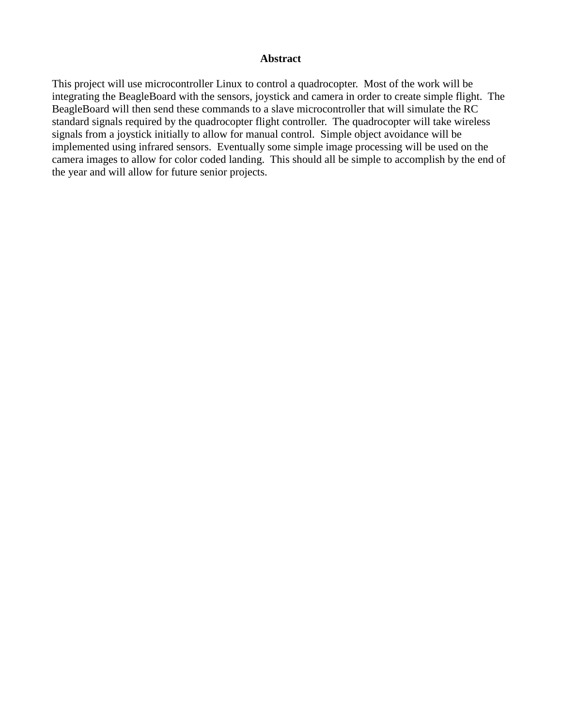# Abstract

This project will use microcontroller Linux to control a quadrocopter.  Most of the work will be integrating the BeagleBoard with the sensors, joystick and camera in order to create simple flight.  The BeagleBoard will then send these commands to a slave microcontroller that will simulate the RC standard signals required by the quadrocopter flight controller.  The quadrocopter will take wireless signals from a joystick initially to allow for manual control.  Simple object avoidance will be implemented using infrared sensors.  Eventually some simple image processing will be used on the camera images to allow for color coded landing.  This should all be simple to accomplish by the end of the year and will allow for future senior projects.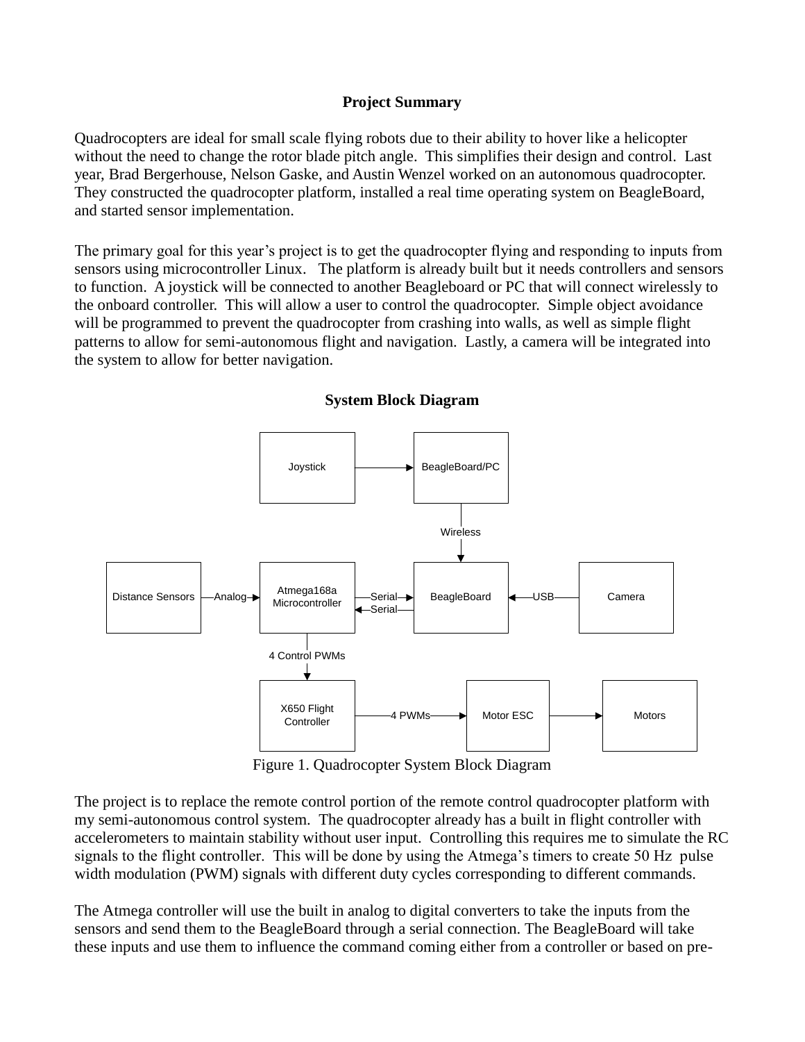**Project Summary**

Quadrocopters are ideal for small scale flying robots due to their ability to hover like a helicopter without the need to change the rotor blade pitch angle.  This simplifies their design and control.  Last year, Brad Bergerhouse, Nelson Gaske, and Austin Wenzel worked on an autonomous quadrocopter. They constructed the quadrocopter platform, installed a real time operating system on BeagleBoard, and started sensor implementation.

The primary goal for this year's project is to get the quadrocopter flying and responding to inputs from sensors using microcontroller Linux.   The platform is already built but it needs controllers and sensors to function.  A joystick will be connected to another Beagleboard or PC that will connect wirelessly to the onboard controller.  This will allow a user to control the quadrocopter.  Simple object avoidance will be programmed to prevent the quadrocopter from crashing into walls, as well as simple flight patterns to allow for semi-autonomous flight and navigation.  Lastly, a camera will be integrated into the system to allow for better navigation.

**System Block Diagram**

Figure 1. Quadrocopter System Block Diagram

The project is to replace the remote control portion of the remote control quadrocopter platform with my semi-autonomous control system.  The quadrocopter already has a built in flight controller with accelerometers to maintain stability without user input.  Controlling this requires me to simulate the RC signals to the flight controller.  This will be done by using the Atmega's timers to create 50 Hz  pulse width modulation (PWM) signals with different duty cycles corresponding to different commands.

The Atmega controller will use the built in analog to digital converters to take the inputs from the sensors and send them to the BeagleBoard through a serial connection. The BeagleBoard will take these inputs and use them to influence the command coming either from a controller or based on pre-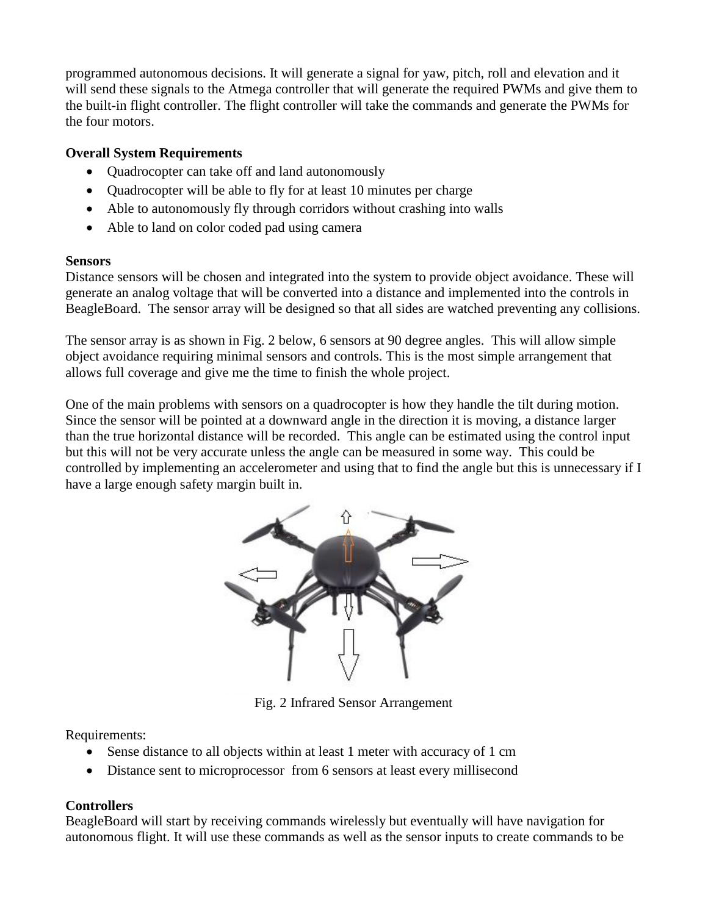programmed autonomous decisions. It will generate a signal for yaw, pitch, roll and elevation and it will send these signals to the Atmega controller that will generate the required PWMs and give them to the built-in flight controller. The flight controller will take the commands and generate the PWMs for the four motors.

**Overall System Requirements**

- Quadrocopter can take off and land autonomously
- Quadrocopter will be able to fly for at least 10 minutes per charge
- Able to autonomously fly through corridors without crashing into walls
- Able to land on color coded pad using camera

**Sensors**

Distance sensors will be chosen and integrated into the system to provide object avoidance. These will generate an analog voltage that will be converted into a distance and implemented into the controls in BeagleBoard. The sensor array will be designed so that all sides are watched preventing any collisions.

The sensor array is as shown in Fig. 2 below, 6 sensors at 90 degree angles. This will allow simple object avoidance requiring minimal sensors and controls. This is the most simple arrangement that allows full coverage and give me the time to finish the whole project.

One of the main problems with sensors on a quadrocopter is how they handle the tilt during motion. Since the sensor will be pointed at a downward angle in the direction it is moving, a distance larger than the true horizontal distance will be recorded. This angle can be estimated using the control input but this will not be very accurate unless the angle can be measured in some way. This could be controlled by implementing an accelerometer and using that to find the angle but this is unnecessary if I have a large enough safety margin built in.

Fig. 2 Infrared Sensor Arrangement

Requirements:

- Sense distance to all objects within at least 1 meter with accuracy of 1 cm
- Distance sent to microprocessor from 6 sensors at least every millisecond

**Controllers**

BeagleBoard will start by receiving commands wirelessly but eventually will have navigation for autonomous flight. It will use these commands as well as the sensor inputs to create commands to be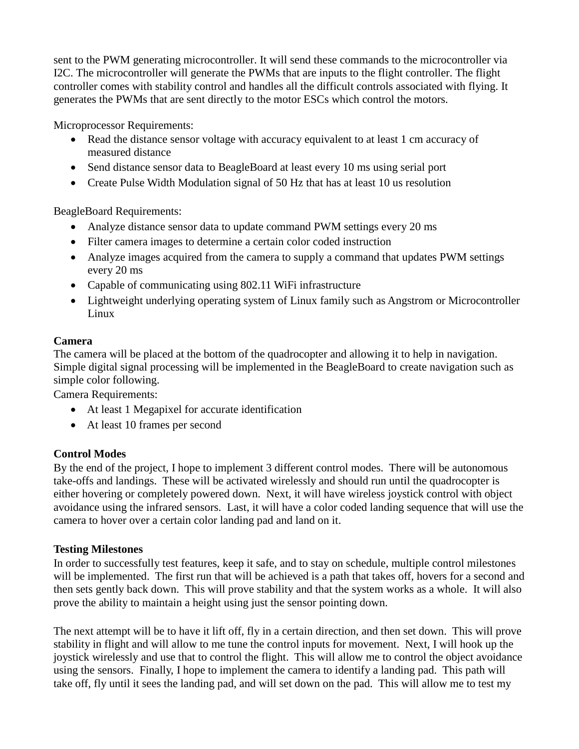sent to the PWM generating microcontroller. It will send these commands to the microcontroller via I2C. The microcontroller will generate the PWMs that are inputs to the flight controller. The flight controller comes with stability control and handles all the difficult controls associated with flying. It generates the PWMs that are sent directly to the motor ESCs which control the motors.

Microprocessor Requirements:

- Read the distance sensor voltage with accuracy equivalent to at least 1 cm accuracy of measured distance
- Send distance sensor data to BeagleBoard at least every 10 ms using serial port
- Create Pulse Width Modulation signal of 50 Hz that has at least 10 us resolution

BeagleBoard Requirements:

- Analyze distance sensor data to update command PWM settings every 20 ms
- Filter camera images to determine a certain color coded instruction
- Analyze images acquired from the camera to supply a command that updates PWM settings every 20 ms
- Capable of communicating using 802.11 WiFi infrastructure
- Lightweight underlying operating system of Linux family such as Angstrom or Microcontroller Linux

**Camera**

The camera will be placed at the bottom of the quadrocopter and allowing it to help in navigation. Simple digital signal processing will be implemented in the BeagleBoard to create navigation such as simple color following.

Camera Requirements:

- At least 1 Megapixel for accurate identification
- At least 10 frames per second

**Control Modes**

By the end of the project, I hope to implement 3 different control modes. There will be autonomous take-offs and landings. These will be activated wirelessly and should run until the quadrocopter is either hovering or completely powered down. Next, it will have wireless joystick control with object avoidance using the infrared sensors. Last, it will have a color coded landing sequence that will use the camera to hover over a certain color landing pad and land on it.

**Testing Milestones**

In order to successfully test features, keep it safe, and to stay on schedule, multiple control milestones will be implemented. The first run that will be achieved is a path that takes off, hovers for a second and then sets gently back down. This will prove stability and that the system works as a whole. It will also prove the ability to maintain a height using just the sensor pointing down.

The next attempt will be to have it lift off, fly in a certain direction, and then set down. This will prove stability in flight and will allow to me tune the control inputs for movement. Next, I will hook up the joystick wirelessly and use that to control the flight. This will allow me to control the object avoidance using the sensors. Finally, I hope to implement the camera to identify a landing pad. This path will take off, fly until it sees the landing pad, and will set down on the pad. This will allow me to test my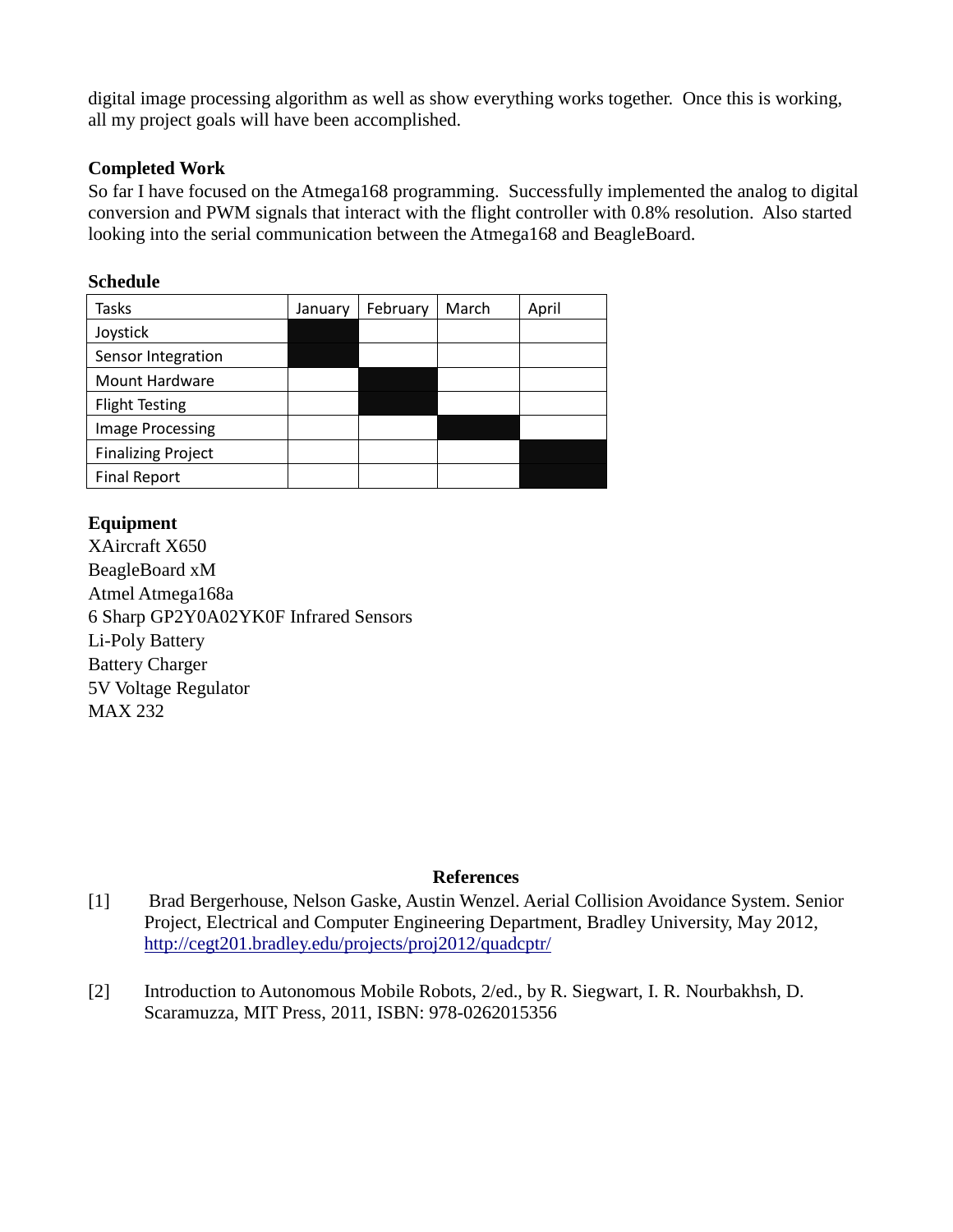digital image processing algorithm as well as show everything works together. Once this is working, all my project goals will have been accomplished.

**Completed Work**

So far I have focused on the Atmega168 programming. Successfully implemented the analog to digital conversion and PWM signals that interact with the flight controller with 0.8% resolution. Also started looking into the serial communication between the Atmega168 and BeagleBoard.

**Schedule**

| Tasks | January | February | March | April |
|---|---|---|---|---|
| Joystick | ■ | | | |
| Sensor Integration | ■ | | | |
| Mount Hardware | | ■ | | |
| Flight Testing | | ■ | | |
| Image Processing | | | ■ | |
| Finalizing Project | | | | ■ |
| Final Report | | | | ■ |

**Equipment**

XAircraft X650
BeagleBoard xM
Atmel Atmega168a
6 Sharp GP2Y0A02YK0F Infrared Sensors
Li-Poly Battery
Battery Charger
5V Voltage Regulator
MAX 232

**References**

[1] Brad Bergerhouse, Nelson Gaske, Austin Wenzel. Aerial Collision Avoidance System. Senior Project, Electrical and Computer Engineering Department, Bradley University, May 2012, http://cegt201.bradley.edu/projects/proj2012/quadcptr/

[2] Introduction to Autonomous Mobile Robots, 2/ed., by R. Siegwart, I. R. Nourbakhsh, D. Scaramuzza, MIT Press, 2011, ISBN: 978-0262015356